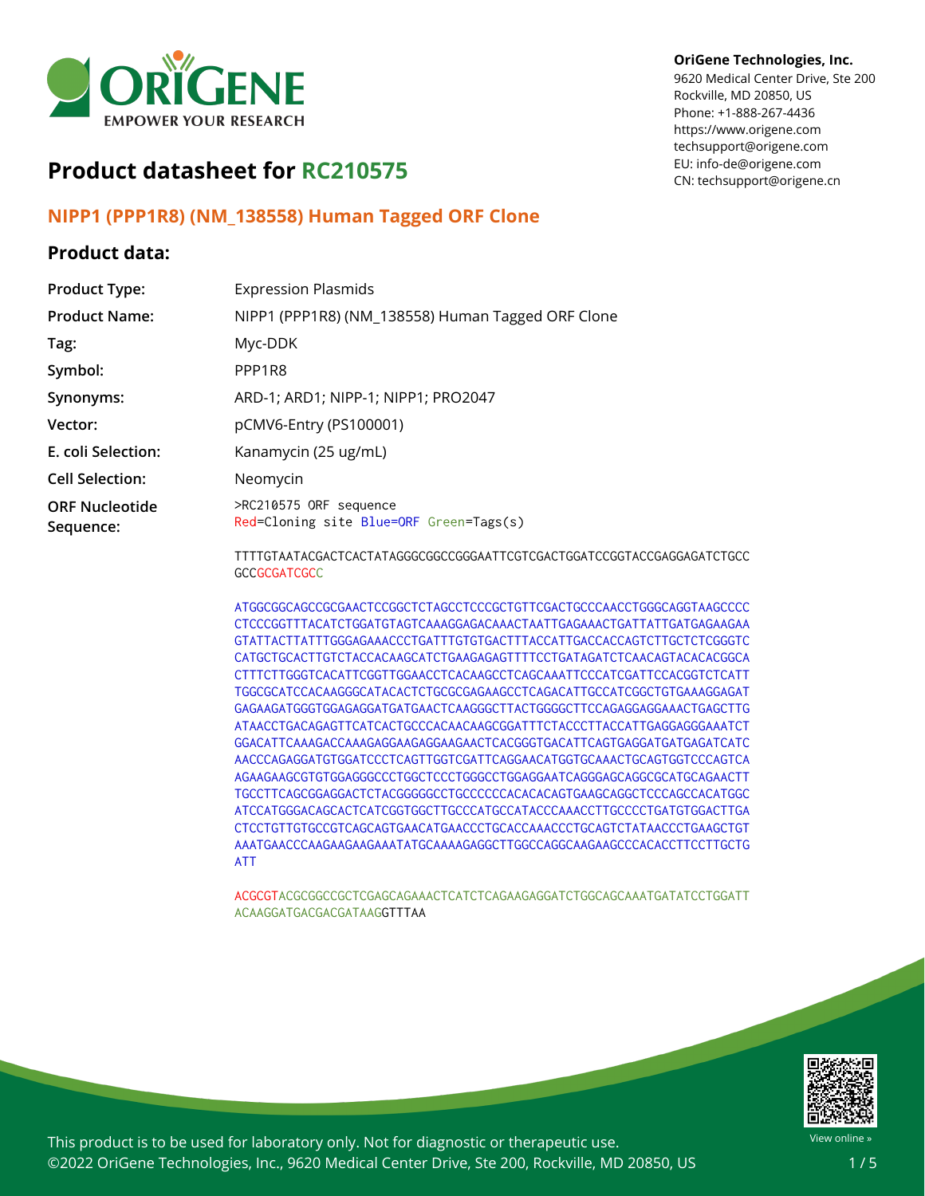# Product datasheet for RC210575

OriGene Technologies, Inc.
9620 Medical Center Drive, Ste 200
Rockville, MD 20850, US
Phone: +1-888-267-4436
https://www.origene.com
techsupport@origene.com
EU: info-de@origene.com
CN: techsupport@origene.cn

## NIPP1 (PPP1R8) (NM_138558) Human Tagged ORF Clone

### Product data:

| | |
|---|---|
| **Product Type:** | Expression Plasmids |
| **Product Name:** | NIPP1 (PPP1R8) (NM_138558) Human Tagged ORF Clone |
| **Tag:** | Myc-DDK |
| **Symbol:** | PPP1R8 |
| **Synonyms:** | ARD-1; ARD1; NIPP-1; NIPP1; PRO2047 |
| **Vector:** | pCMV6-Entry (PS100001) |
| **E. coli Selection:** | Kanamycin (25 ug/mL) |
| **Cell Selection:** | Neomycin |

**ORF Nucleotide Sequence:**

```
>RC210575 ORF sequence
Red=Cloning site Blue=ORF Green=Tags(s)

TTTTGTAATACGACTCACTATAGGGCGGCCGGGAATTCGTCGACTGGATCCGGTACCGAGGAGATCTGCC
GCCGCGATCGCC

ATGGCGGCAGCCGCGAACTCCGGCTCTAGCCTCCCGCTGTTCGACTGCCCAACCTGGGCAGGTAAGCCCC
CTCCCGGTTTACATCTGGATGTAGTCAAAGGAGACAAACTAATTGAGAAACTGATTATTGATGAGAAGAA
GTATTACTTATTTGGGAGAAACCCTGATTTGTGTGACTTTACCATTGACCACCAGTCTTGCTCTCGGGTC
CATGCTGCACTTGTCTACCACAAGCATCTGAAGAGAGTTTTCCTGATAGATCTCAACAGTACACACGGCA
CTTTCTTGGGTCACATTCGGTTGGAACCTCACAAGCCTCAGCAAATTCCCATCGATTCCACGGTCTCATT
TGGCGCATCCACAAGGGCATACACTCTGCGCGAGAAGCCTCAGACATTGCCATCGGCTGTGAAAGGAGAT
GAGAAGATGGGTGGAGAGGATGATGAACTCAAGGGCTTACTGGGGCTTCCAGAGGAGGAAACTGAGCTTG
ATAACCTGACAGAGTTCATCACTGCCCACAACAAGCGGATTTCTACCCTTACCATTGAGGAGGGAAATCT
GGACATTCAAAGACCAAAGAGGAAGAGGAAGAACTCACGGGTGACATTCAGTGAGGATGATGAGATCATC
AACCCAGAGGATGTGGATCCCTCAGTTGGTCGATTCAGGAACATGGTGCAAACTGCAGTGGTCCCAGTCA
AGAAGAAGCGTGTGGAGGGCCCTGGCTCCCTGGGCCTGGAGGAATCAGGGAGCAGGCGCATGCAGAACTT
TGCCTTCAGCGGAGGACTCTACGGGGGCCTGCCCCCCACACACAGTGAAGCAGGCTCCCAGCCACATGGC
ATCCATGGGACAGCACTCATCGGTGGCTTGCCCATGCCATACCCAAACCTTGCCCCTGATGTGGACTTGA
CTCCTGTTGTGCCGTCAGCAGTGAACATGAACCCTGCACCAAACCCTGCAGTCTATAACCCTGAAGCTGT
AAATGAACCCAAGAAGAAGAAATATGCAAAAGAGGCTTGGCCAGGCAAGAAGCCCACACCTTCCTTGCTG
ATT

ACGCGTACGCGGCCGCTCGAGCAGAAACTCATCTCAGAAGAGGATCTGGCAGCAAATGATATCCTGGATT
ACAAGGATGACGACGATAAGGTTTAA
```

This product is to be used for laboratory only. Not for diagnostic or therapeutic use.
©2022 OriGene Technologies, Inc., 9620 Medical Center Drive, Ste 200, Rockville, MD 20850, US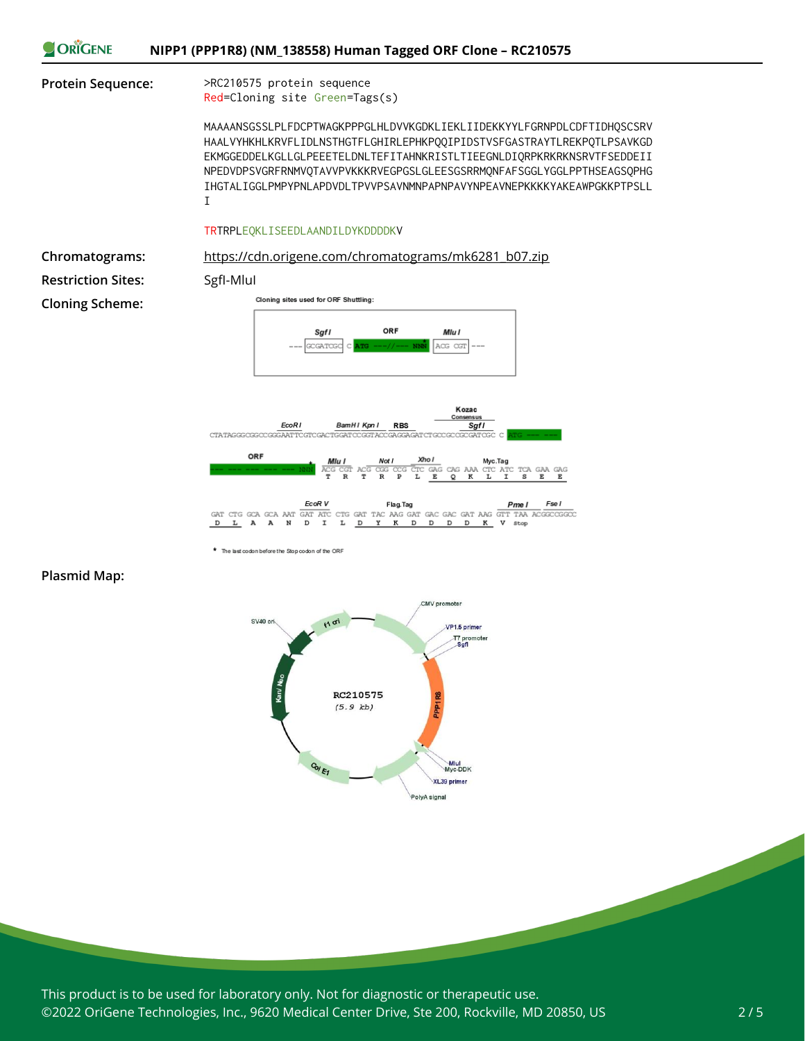**Protein Sequence:**

```
>RC210575 protein sequence
Red=Cloning site Green=Tags(s)

MAAAANSGSSLPLFDCPTWAGKPPPGLHLDVVKGDKLIEKLIIDEKKYYLFGRNPDLCDFTIDHQSCSRV
HAALVYHKHLKRVFLIDLNSTHGTFLGHIRLEPHKPQQIPIDSTVSFGASTRAYTLREKPQTLPSAVKGD
EKMGGEDDELKGLLGLPEEETELDNLTEFITAHNKRISTLTIEEGNLDIQRPKRKRKNSRVTFSEDDEII
NPEDVDPSVGRFRNMVQTAVVPVKKKRVEGPGSLGLEESGSRRMQNFAFSGGLYGGLPPTHSEAGSQPHG
IHGTALIGGLPMPYPNLAPDVDLTPVVPSAVNMNPAPNPAVYNPEAVNEPKKKKYAKEAWPGKKPTPSLL
I

TRTRPLEQKLISEEDLAANDILDYKDDDDKV
```

**Chromatograms:** https://cdn.origene.com/chromatograms/mk6281_b07.zip

**Restriction Sites:** SgfI-MluI

**Cloning Scheme:**

Cloning sites used for ORF Shuttling:

--- SgfI GCGATCGC C ATG ---//--- NNN MluI ACG CGT ---

CTATAGGGCGGCCGGGAATTCGTCGACTGGATCCGGTACCGAGGAGATCTGCCGCCGCGATCGC C ATG --- ---
(EcoR I, BamH I, Kpn I, RBS, Kozac Consensus, SgfI)

ORF --- --- --- --- --- NNN ACG CGT ACG CGG CCG CTC GAG CAG AAA CTC ATC TCA GAA GAG
(Mlu I, Not I, Xho I, Myc.Tag)
T R T R P L E Q K L I S E E

GAT CTG GCA GCA AAT GAT ATC CTG GAT TAC AAG GAT GAC GAC GAT AAG GTT TAA ACGGCCGGCC
(EcoR V, Flag.Tag, Pme I, Fse I)
D L A A N D I L D Y K D D D D K V Stop

* The last codon before the Stop codon of the ORF

**Plasmid Map:**

RC210575 (5.9 kb)

CMV promoter, VP1.5 primer, T7 promoter, SgfI, PPP1R8, MluI, Myc-DDK, XL39 primer, PolyA signal, Col E1, Kan/Neo, SV40 ori, f1 ori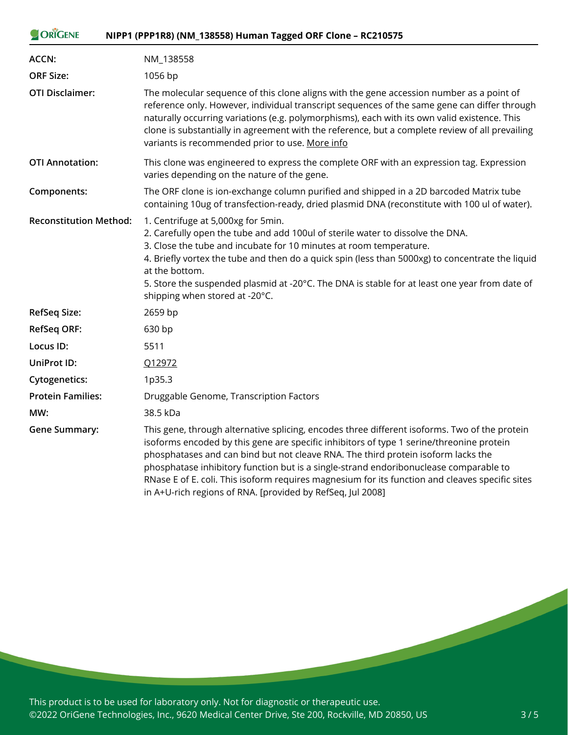| | |
|---|---|
| **ACCN:** | NM_138558 |
| **ORF Size:** | 1056 bp |
| **OTI Disclaimer:** | The molecular sequence of this clone aligns with the gene accession number as a point of reference only. However, individual transcript sequences of the same gene can differ through naturally occurring variations (e.g. polymorphisms), each with its own valid existence. This clone is substantially in agreement with the reference, but a complete review of all prevailing variants is recommended prior to use. More info |
| **OTI Annotation:** | This clone was engineered to express the complete ORF with an expression tag. Expression varies depending on the nature of the gene. |
| **Components:** | The ORF clone is ion-exchange column purified and shipped in a 2D barcoded Matrix tube containing 10ug of transfection-ready, dried plasmid DNA (reconstitute with 100 ul of water). |
| **Reconstitution Method:** | 1. Centrifuge at 5,000xg for 5min.<br>2. Carefully open the tube and add 100ul of sterile water to dissolve the DNA.<br>3. Close the tube and incubate for 10 minutes at room temperature.<br>4. Briefly vortex the tube and then do a quick spin (less than 5000xg) to concentrate the liquid at the bottom.<br>5. Store the suspended plasmid at -20°C. The DNA is stable for at least one year from date of shipping when stored at -20°C. |
| **RefSeq Size:** | 2659 bp |
| **RefSeq ORF:** | 630 bp |
| **Locus ID:** | 5511 |
| **UniProt ID:** | Q12972 |
| **Cytogenetics:** | 1p35.3 |
| **Protein Families:** | Druggable Genome, Transcription Factors |
| **MW:** | 38.5 kDa |
| **Gene Summary:** | This gene, through alternative splicing, encodes three different isoforms. Two of the protein isoforms encoded by this gene are specific inhibitors of type 1 serine/threonine protein phosphatases and can bind but not cleave RNA. The third protein isoform lacks the phosphatase inhibitory function but is a single-strand endoribonuclease comparable to RNase E of E. coli. This isoform requires magnesium for its function and cleaves specific sites in A+U-rich regions of RNA. [provided by RefSeq, Jul 2008] |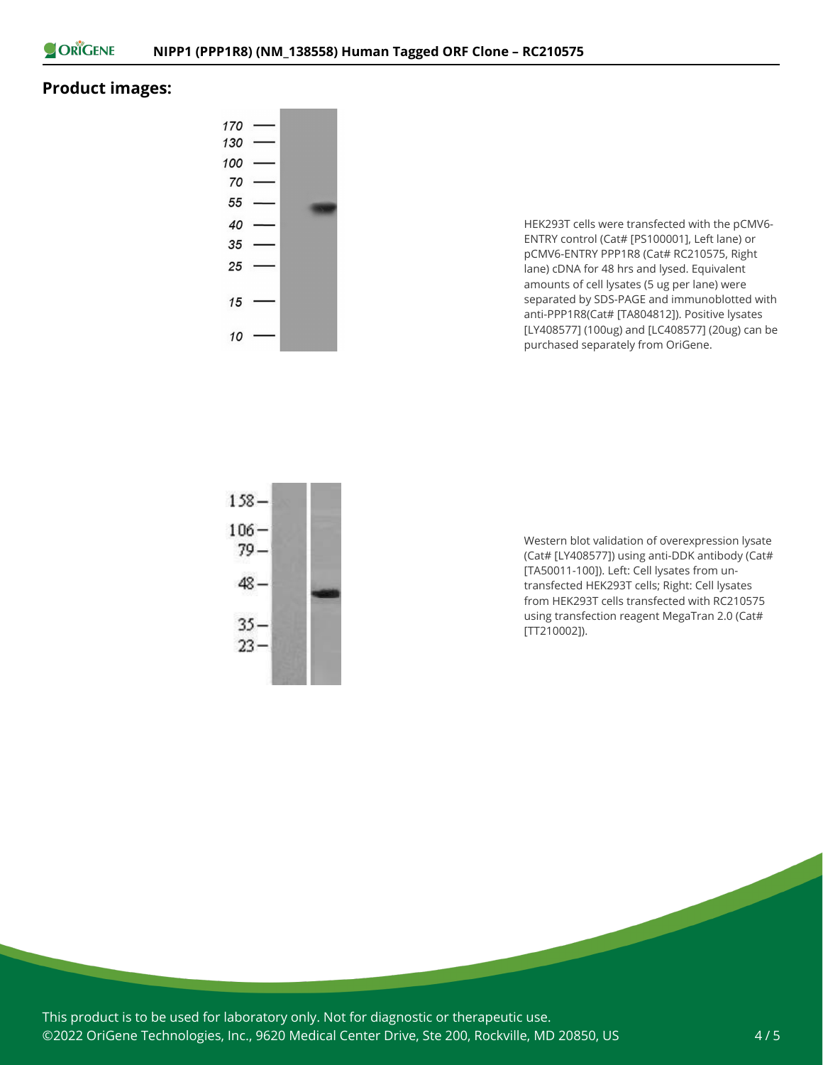## Product images:

HEK293T cells were transfected with the pCMV6-ENTRY control (Cat# [PS100001], Left lane) or pCMV6-ENTRY PPP1R8 (Cat# RC210575, Right lane) cDNA for 48 hrs and lysed. Equivalent amounts of cell lysates (5 ug per lane) were separated by SDS-PAGE and immunoblotted with anti-PPP1R8(Cat# [TA804812]). Positive lysates [LY408577] (100ug) and [LC408577] (20ug) can be purchased separately from OriGene.

Western blot validation of overexpression lysate (Cat# [LY408577]) using anti-DDK antibody (Cat# [TA50011-100]). Left: Cell lysates from un-transfected HEK293T cells; Right: Cell lysates from HEK293T cells transfected with RC210575 using transfection reagent MegaTran 2.0 (Cat# [TT210002]).

This product is to be used for laboratory only. Not for diagnostic or therapeutic use.
©2022 OriGene Technologies, Inc., 9620 Medical Center Drive, Ste 200, Rockville, MD 20850, US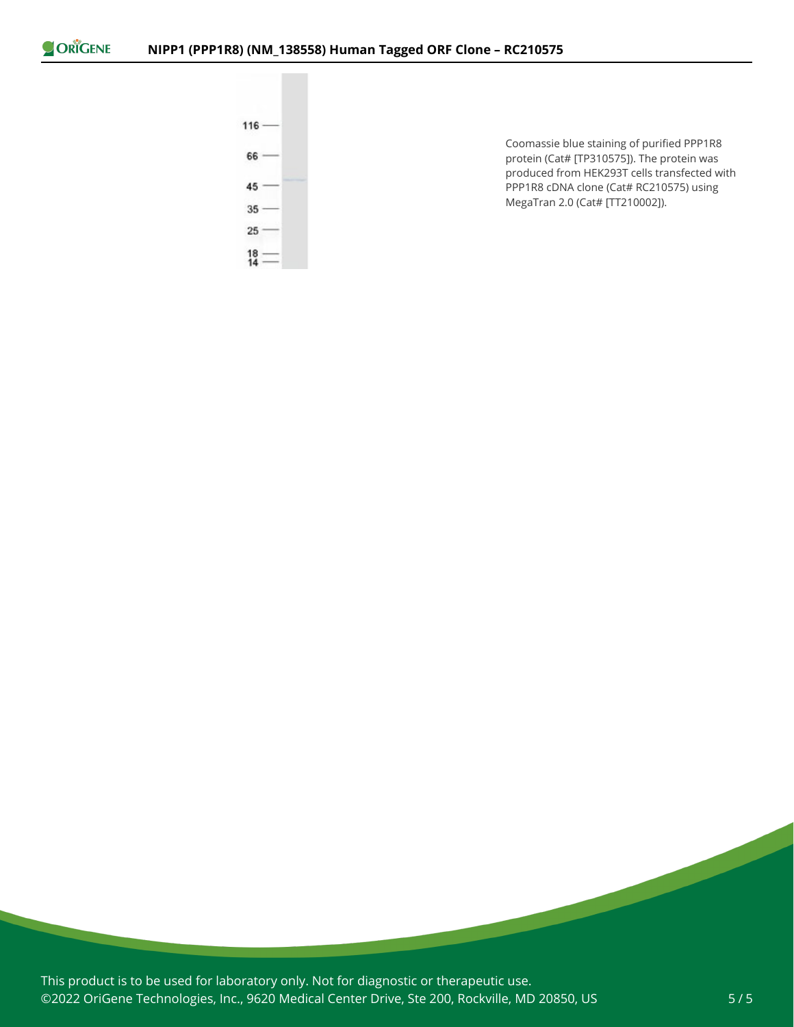116
66
45
35
25
18
14

Coomassie blue staining of purified PPP1R8 protein (Cat# [TP310575]). The protein was produced from HEK293T cells transfected with PPP1R8 cDNA clone (Cat# RC210575) using MegaTran 2.0 (Cat# [TT210002]).

This product is to be used for laboratory only. Not for diagnostic or therapeutic use.
©2022 OriGene Technologies, Inc., 9620 Medical Center Drive, Ste 200, Rockville, MD 20850, US